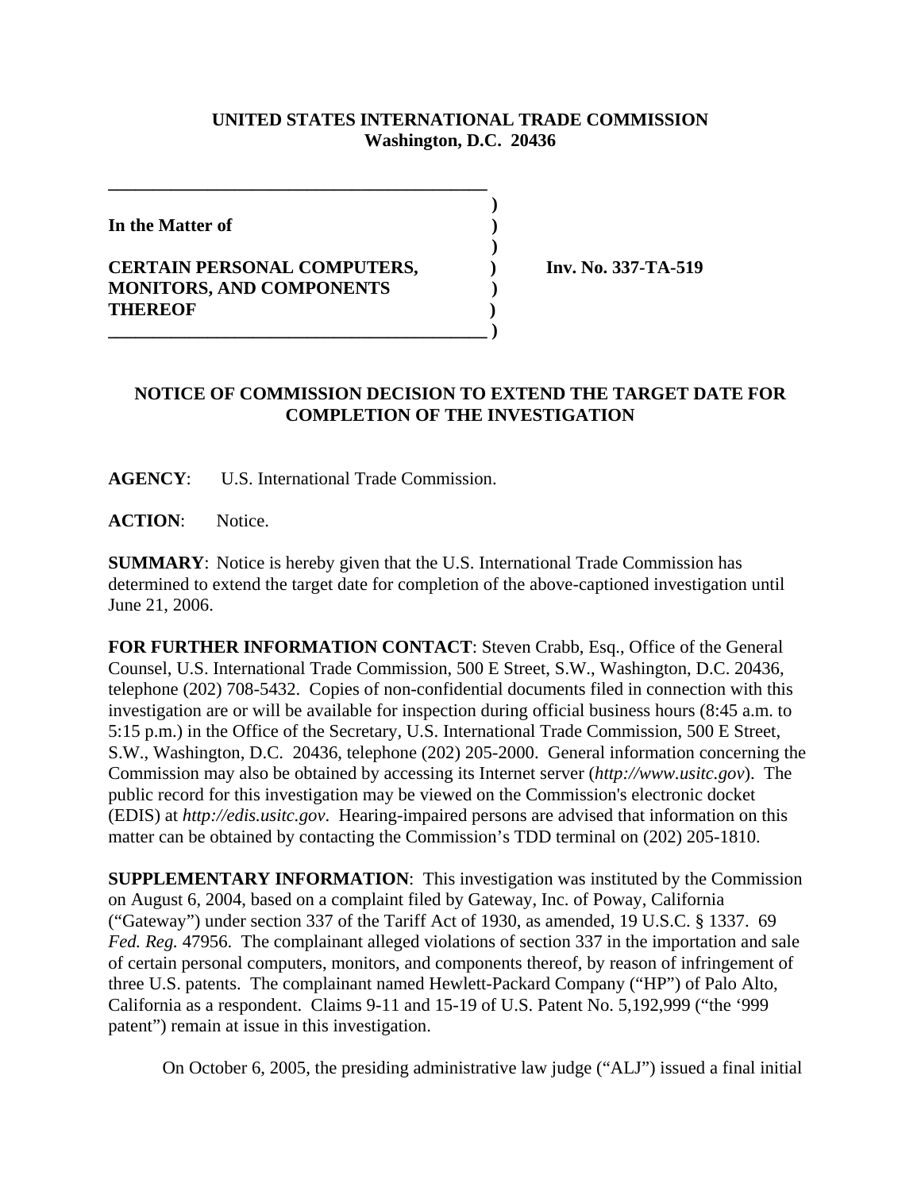**UNITED STATES INTERNATIONAL TRADE COMMISSION**
**Washington, D.C. 20436**

**In the Matter of**

**CERTAIN PERSONAL COMPUTERS, MONITORS, AND COMPONENTS THEREOF**

**Inv. No. 337-TA-519**

## NOTICE OF COMMISSION DECISION TO EXTEND THE TARGET DATE FOR COMPLETION OF THE INVESTIGATION

**AGENCY**: U.S. International Trade Commission.

**ACTION**: Notice.

**SUMMARY**: Notice is hereby given that the U.S. International Trade Commission has determined to extend the target date for completion of the above-captioned investigation until June 21, 2006.

**FOR FURTHER INFORMATION CONTACT**: Steven Crabb, Esq., Office of the General Counsel, U.S. International Trade Commission, 500 E Street, S.W., Washington, D.C. 20436, telephone (202) 708-5432. Copies of non-confidential documents filed in connection with this investigation are or will be available for inspection during official business hours (8:45 a.m. to 5:15 p.m.) in the Office of the Secretary, U.S. International Trade Commission, 500 E Street, S.W., Washington, D.C. 20436, telephone (202) 205-2000. General information concerning the Commission may also be obtained by accessing its Internet server (*http://www.usitc.gov*). The public record for this investigation may be viewed on the Commission's electronic docket (EDIS) at *http://edis.usitc.gov*. Hearing-impaired persons are advised that information on this matter can be obtained by contacting the Commission's TDD terminal on (202) 205-1810.

**SUPPLEMENTARY INFORMATION**: This investigation was instituted by the Commission on August 6, 2004, based on a complaint filed by Gateway, Inc. of Poway, California ("Gateway") under section 337 of the Tariff Act of 1930, as amended, 19 U.S.C. § 1337. 69 *Fed. Reg.* 47956. The complainant alleged violations of section 337 in the importation and sale of certain personal computers, monitors, and components thereof, by reason of infringement of three U.S. patents. The complainant named Hewlett-Packard Company ("HP") of Palo Alto, California as a respondent. Claims 9-11 and 15-19 of U.S. Patent No. 5,192,999 ("the '999 patent") remain at issue in this investigation.

On October 6, 2005, the presiding administrative law judge ("ALJ") issued a final initial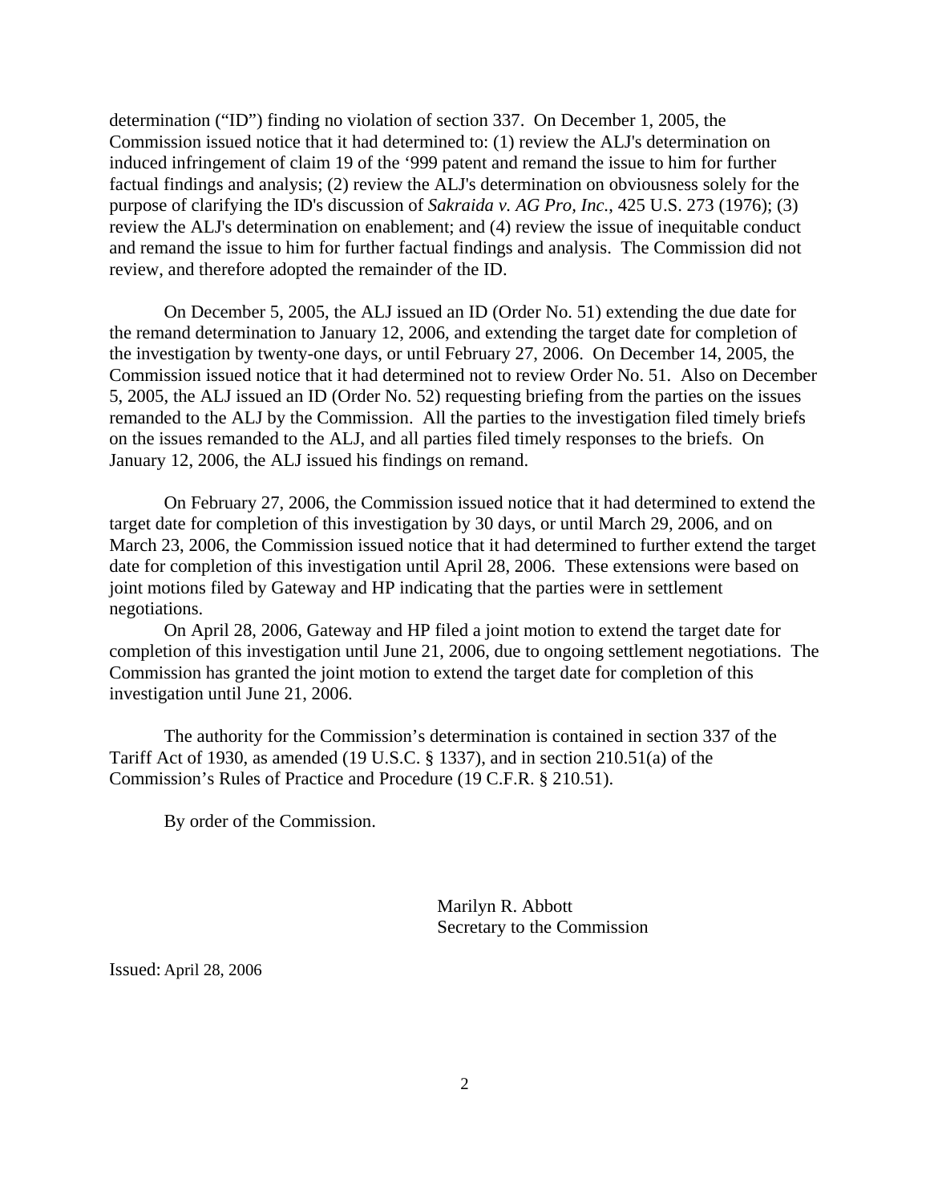determination ("ID") finding no violation of section 337. On December 1, 2005, the Commission issued notice that it had determined to: (1) review the ALJ's determination on induced infringement of claim 19 of the '999 patent and remand the issue to him for further factual findings and analysis; (2) review the ALJ's determination on obviousness solely for the purpose of clarifying the ID's discussion of *Sakraida v. AG Pro, Inc.*, 425 U.S. 273 (1976); (3) review the ALJ's determination on enablement; and (4) review the issue of inequitable conduct and remand the issue to him for further factual findings and analysis. The Commission did not review, and therefore adopted the remainder of the ID.

On December 5, 2005, the ALJ issued an ID (Order No. 51) extending the due date for the remand determination to January 12, 2006, and extending the target date for completion of the investigation by twenty-one days, or until February 27, 2006. On December 14, 2005, the Commission issued notice that it had determined not to review Order No. 51. Also on December 5, 2005, the ALJ issued an ID (Order No. 52) requesting briefing from the parties on the issues remanded to the ALJ by the Commission. All the parties to the investigation filed timely briefs on the issues remanded to the ALJ, and all parties filed timely responses to the briefs. On January 12, 2006, the ALJ issued his findings on remand.

On February 27, 2006, the Commission issued notice that it had determined to extend the target date for completion of this investigation by 30 days, or until March 29, 2006, and on March 23, 2006, the Commission issued notice that it had determined to further extend the target date for completion of this investigation until April 28, 2006. These extensions were based on joint motions filed by Gateway and HP indicating that the parties were in settlement negotiations.

On April 28, 2006, Gateway and HP filed a joint motion to extend the target date for completion of this investigation until June 21, 2006, due to ongoing settlement negotiations. The Commission has granted the joint motion to extend the target date for completion of this investigation until June 21, 2006.

The authority for the Commission's determination is contained in section 337 of the Tariff Act of 1930, as amended (19 U.S.C. § 1337), and in section 210.51(a) of the Commission's Rules of Practice and Procedure (19 C.F.R. § 210.51).

By order of the Commission.

Marilyn R. Abbott
Secretary to the Commission

Issued: April 28, 2006